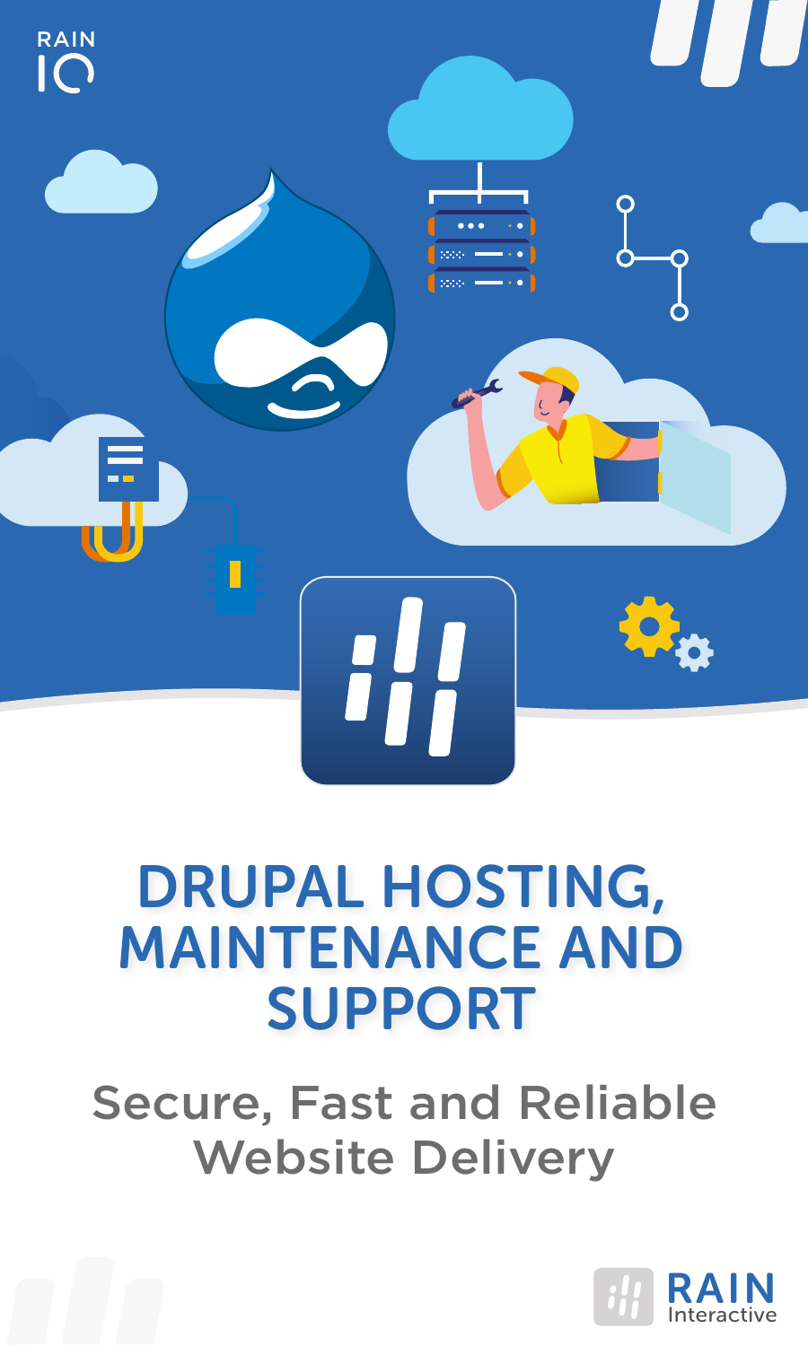RAIN IO

# DRUPAL HOSTING, MAINTENANCE AND SUPPORT

## Secure, Fast and Reliable Website Delivery

RAIN Interactive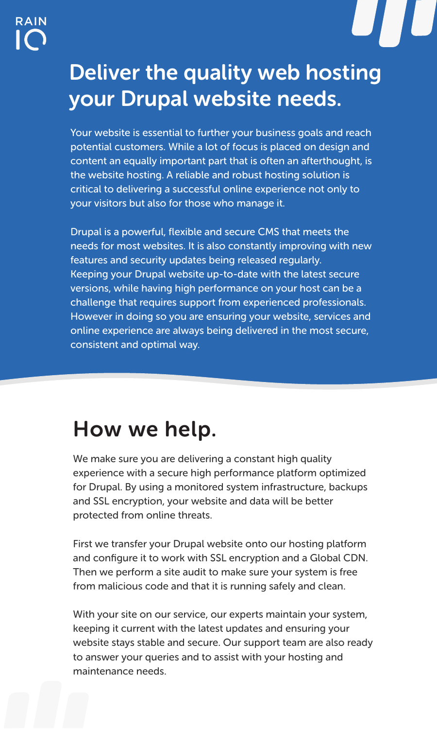# Deliver the quality web hosting your Drupal website needs.

Your website is essential to further your business goals and reach potential customers. While a lot of focus is placed on design and content an equally important part that is often an afterthought, is the website hosting. A reliable and robust hosting solution is critical to delivering a successful online experience not only to your visitors but also for those who manage it.

Drupal is a powerful, flexible and secure CMS that meets the needs for most websites. It is also constantly improving with new features and security updates being released regularly. Keeping your Drupal website up-to-date with the latest secure versions, while having high performance on your host can be a challenge that requires support from experienced professionals. However in doing so you are ensuring your website, services and online experience are always being delivered in the most secure, consistent and optimal way.

## How we help.

We make sure you are delivering a constant high quality experience with a secure high performance platform optimized for Drupal. By using a monitored system infrastructure, backups and SSL encryption, your website and data will be better protected from online threats.

First we transfer your Drupal website onto our hosting platform and configure it to work with SSL encryption and a Global CDN. Then we perform a site audit to make sure your system is free from malicious code and that it is running safely and clean.

With your site on our service, our experts maintain your system, keeping it current with the latest updates and ensuring your website stays stable and secure. Our support team are also ready to answer your queries and to assist with your hosting and maintenance needs.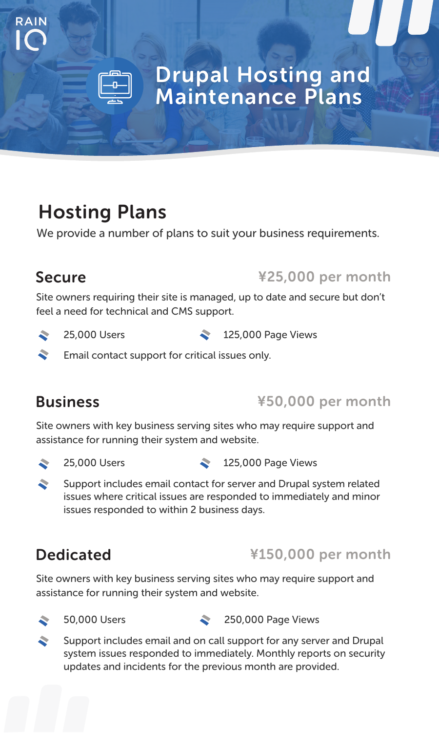RAIN IO

# Drupal Hosting and Maintenance Plans

## Hosting Plans

We provide a number of plans to suit your business requirements.

### Secure

**¥25,000 per month**

Site owners requiring their site is managed, up to date and secure but don't feel a need for technical and CMS support.

- 25,000 Users
- 125,000 Page Views
- Email contact support for critical issues only.

### Business

**¥50,000 per month**

Site owners with key business serving sites who may require support and assistance for running their system and website.

- 25,000 Users
- 125,000 Page Views
- Support includes email contact for server and Drupal system related issues where critical issues are responded to immediately and minor issues responded to within 2 business days.

### Dedicated

**¥150,000 per month**

Site owners with key business serving sites who may require support and assistance for running their system and website.

- 50,000 Users
- 250,000 Page Views
- Support includes email and on call support for any server and Drupal system issues responded to immediately. Monthly reports on security updates and incidents for the previous month are provided.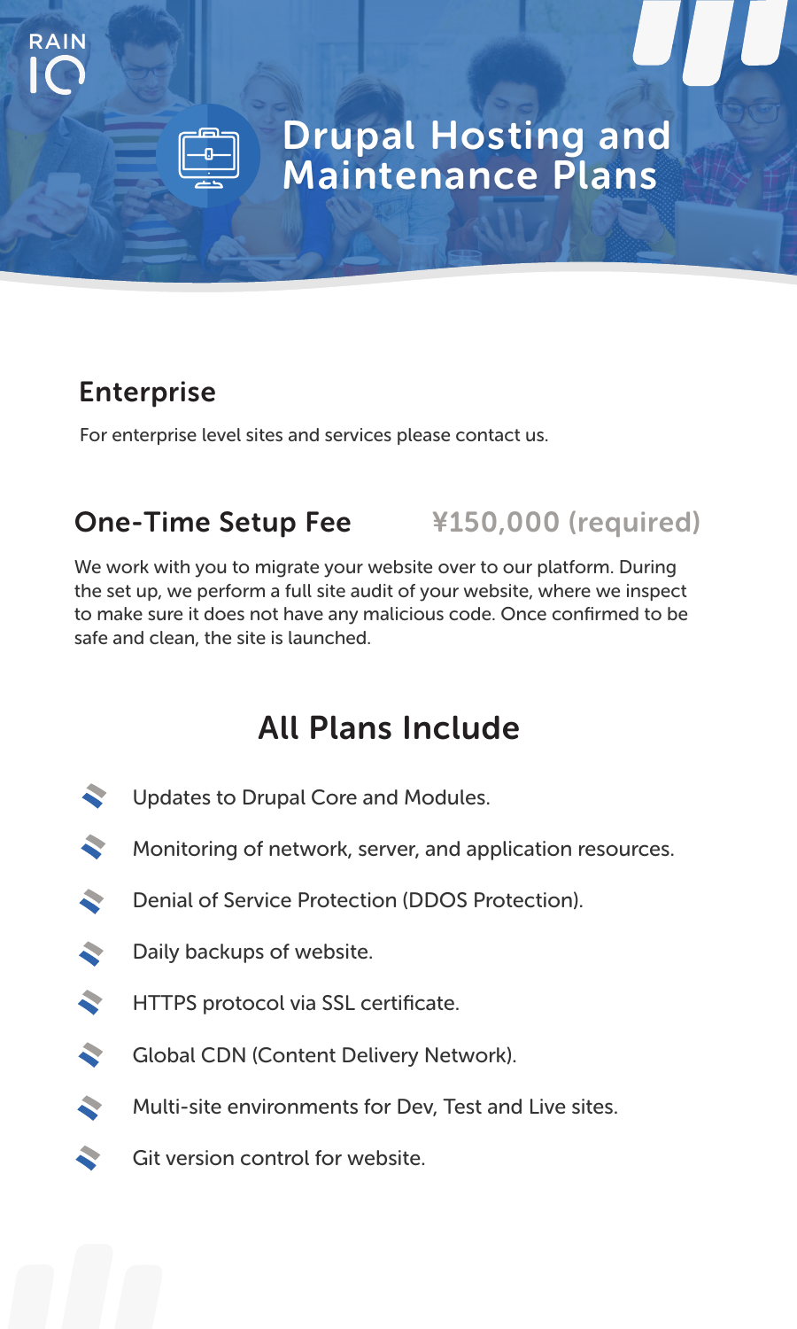RAIN IO

# Drupal Hosting and Maintenance Plans

## Enterprise

For enterprise level sites and services please contact us.

## One-Time Setup Fee ¥150,000 (required)

We work with you to migrate your website over to our platform. During the set up, we perform a full site audit of your website, where we inspect to make sure it does not have any malicious code. Once confirmed to be safe and clean, the site is launched.

## All Plans Include

- Updates to Drupal Core and Modules.
- Monitoring of network, server, and application resources.
- Denial of Service Protection (DDOS Protection).
- Daily backups of website.
- HTTPS protocol via SSL certificate.
- Global CDN (Content Delivery Network).
- Multi-site environments for Dev, Test and Live sites.
- Git version control for website.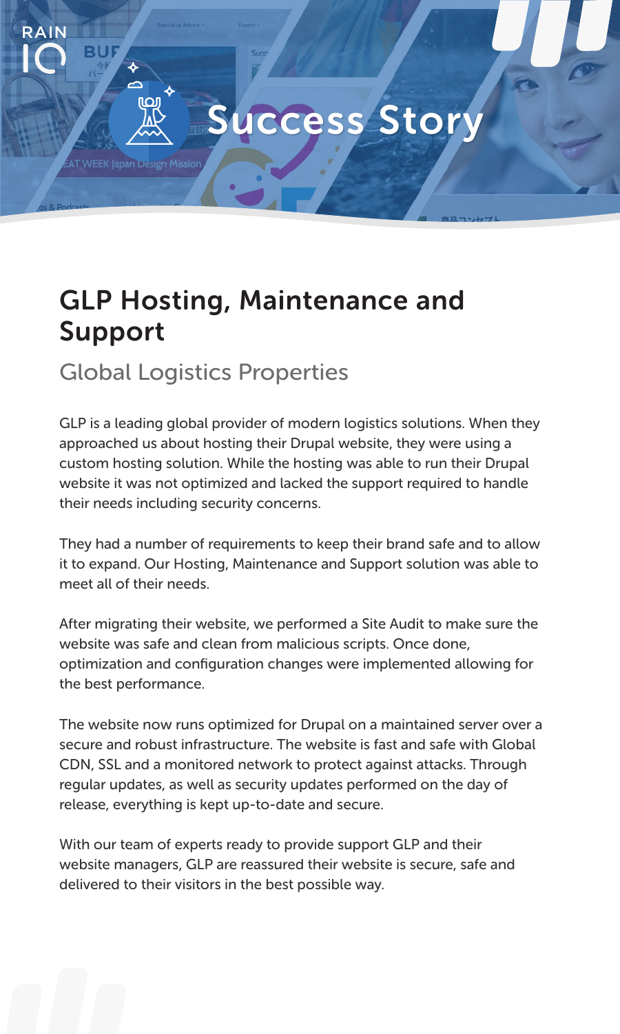# Success Story

## GLP Hosting, Maintenance and Support

### Global Logistics Properties

GLP is a leading global provider of modern logistics solutions. When they approached us about hosting their Drupal website, they were using a custom hosting solution. While the hosting was able to run their Drupal website it was not optimized and lacked the support required to handle their needs including security concerns.

They had a number of requirements to keep their brand safe and to allow it to expand. Our Hosting, Maintenance and Support solution was able to meet all of their needs.

After migrating their website, we performed a Site Audit to make sure the website was safe and clean from malicious scripts. Once done, optimization and configuration changes were implemented allowing for the best performance.

The website now runs optimized for Drupal on a maintained server over a secure and robust infrastructure. The website is fast and safe with Global CDN, SSL and a monitored network to protect against attacks. Through regular updates, as well as security updates performed on the day of release, everything is kept up-to-date and secure.

With our team of experts ready to provide support GLP and their website managers, GLP are reassured their website is secure, safe and delivered to their visitors in the best possible way.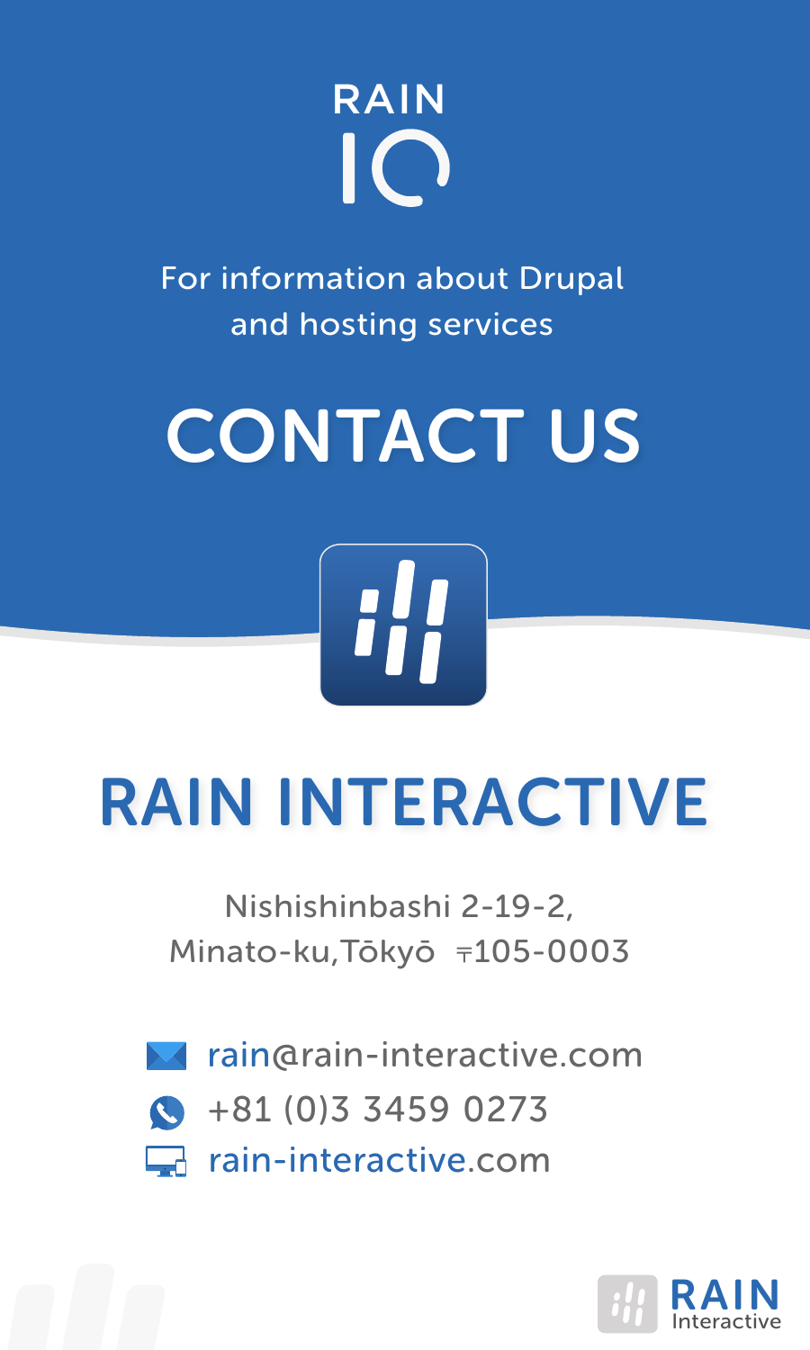RAIN IO

For information about Drupal and hosting services

# CONTACT US

## RAIN INTERACTIVE

Nishishinbashi 2-19-2,
Minato-ku,Tōkyō 〒105-0003

rain@rain-interactive.com
+81 (0)3 3459 0273
rain-interactive.com

RAIN Interactive